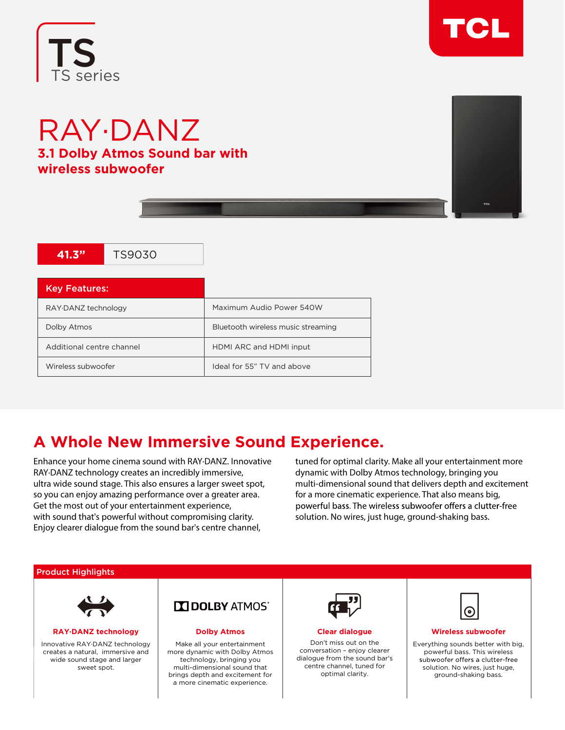TS
TS series

TCL

# RAY·DANZ

## 3.1 Dolby Atmos Sound bar with wireless subwoofer

| 41.3” | TS9030 |
|---|---|

| Key Features: | |
|---|---|
| RAY·DANZ technology | Maximum Audio Power 540W |
| Dolby Atmos | Bluetooth wireless music streaming |
| Additional centre channel | HDMI ARC and HDMI input |
| Wireless subwoofer | Ideal for 55” TV and above |

## A Whole New Immersive Sound Experience.

Enhance your home cinema sound with RAY·DANZ. Innovative RAY·DANZ technology creates an incredibly immersive, ultra wide sound stage. This also ensures a larger sweet spot, so you can enjoy amazing performance over a greater area. Get the most out of your entertainment experience, with sound that's powerful without compromising clarity. Enjoy clearer dialogue from the sound bar's centre channel, tuned for optimal clarity. Make all your entertainment more dynamic with Dolby Atmos technology, bringing you multi-dimensional sound that delivers depth and excitement for a more cinematic experience. That also means big, powerful bass. The wireless subwoofer offers a clutter-free solution. No wires, just huge, ground-shaking bass.

### Product Highlights

**RAY·DANZ technology**

Innovative RAY·DANZ technology creates a natural, immersive and wide sound stage and larger sweet spot.

DOLBY ATMOS

**Dolby Atmos**

Make all your entertainment more dynamic with Dolby Atmos technology, bringing you multi-dimensional sound that brings depth and excitement for a more cinematic experience.

**Clear dialogue**

Don't miss out on the conversation – enjoy clearer dialogue from the sound bar's centre channel, tuned for optimal clarity.

**Wireless subwoofer**

Everything sounds better with big, powerful bass. This wireless subwoofer offers a clutter-free solution. No wires, just huge, ground-shaking bass.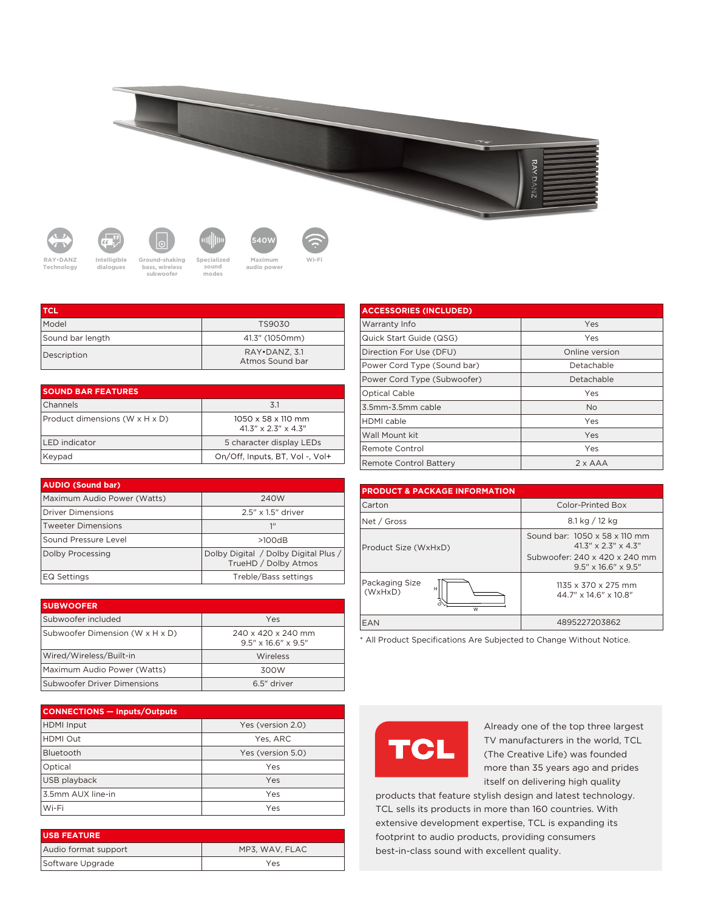RAY•DANZ Technology

Intelligible dialogues

Ground-shaking bass, wireless subwoofer

Specialized sound modes

Maximum audio power

Wi-Fi

| TCL | |
|---|---|
| Model | TS9030 |
| Sound bar length | 41.3" (1050mm) |
| Description | RAY•DANZ, 3.1 Atmos Sound bar |

| SOUND BAR FEATURES | |
|---|---|
| Channels | 3.1 |
| Product dimensions (W x H x D) | 1050 x 58 x 110 mm 41.3" x 2.3" x 4.3" |
| LED indicator | 5 character display LEDs |
| Keypad | On/Off, Inputs, BT, Vol -, Vol+ |

| AUDIO (Sound bar) | |
|---|---|
| Maximum Audio Power (Watts) | 240W |
| Driver Dimensions | 2.5" x 1.5" driver |
| Tweeter Dimensions | 1" |
| Sound Pressure Level | >100dB |
| Dolby Processing | Dolby Digital / Dolby Digital Plus / TrueHD / Dolby Atmos |
| EQ Settings | Treble/Bass settings |

| SUBWOOFER | |
|---|---|
| Subwoofer included | Yes |
| Subwoofer Dimension (W x H x D) | 240 x 420 x 240 mm 9.5" x 16.6" x 9.5" |
| Wired/Wireless/Built-in | Wireless |
| Maximum Audio Power (Watts) | 300W |
| Subwoofer Driver Dimensions | 6.5" driver |

| CONNECTIONS — Inputs/Outputs | |
|---|---|
| HDMI Input | Yes (version 2.0) |
| HDMI Out | Yes, ARC |
| Bluetooth | Yes (version 5.0) |
| Optical | Yes |
| USB playback | Yes |
| 3.5mm AUX line-in | Yes |
| Wi-Fi | Yes |

| USB FEATURE | |
|---|---|
| Audio format support | MP3, WAV, FLAC |
| Software Upgrade | Yes |

| ACCESSORIES (INCLUDED) | |
|---|---|
| Warranty Info | Yes |
| Quick Start Guide (QSG) | Yes |
| Direction For Use (DFU) | Online version |
| Power Cord Type (Sound bar) | Detachable |
| Power Cord Type (Subwoofer) | Detachable |
| Optical Cable | Yes |
| 3.5mm-3.5mm cable | No |
| HDMI cable | Yes |
| Wall Mount kit | Yes |
| Remote Control | Yes |
| Remote Control Battery | 2 x AAA |

| PRODUCT & PACKAGE INFORMATION | |
|---|---|
| Carton | Color-Printed Box |
| Net / Gross | 8.1 kg / 12 kg |
| Product Size (WxHxD) | Sound bar: 1050 x 58 x 110 mm 41.3" x 2.3" x 4.3" Subwoofer: 240 x 420 x 240 mm 9.5" x 16.6" x 9.5" |
| Packaging Size (WxHxD) | 1135 x 370 x 275 mm 44.7" x 14.6" x 10.8" |
| EAN | 4895227203862 |

* All Product Specifications Are Subjected to Change Without Notice.

Already one of the top three largest TV manufacturers in the world, TCL (The Creative Life) was founded more than 35 years ago and prides itself on delivering high quality products that feature stylish design and latest technology. TCL sells its products in more than 160 countries. With extensive development expertise, TCL is expanding its footprint to audio products, providing consumers best-in-class sound with excellent quality.